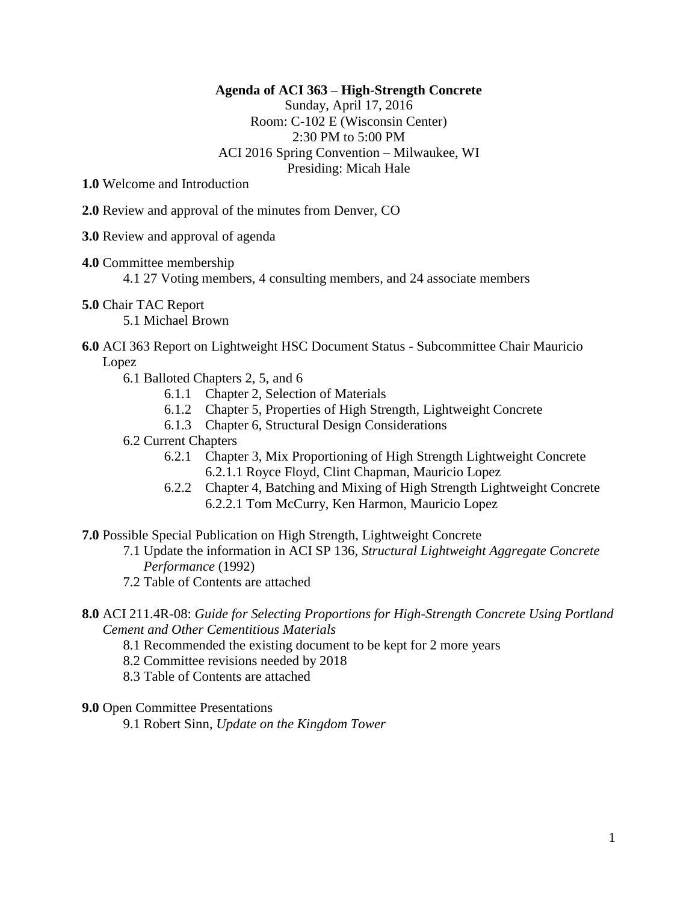**Agenda of ACI 363 – High-Strength Concrete**

Sunday, April 17, 2016

Room: C-102 E (Wisconsin Center)

2:30 PM to 5:00 PM

ACI 2016 Spring Convention – Milwaukee, WI

Presiding: Micah Hale

**1.0** Welcome and Introduction

**2.0** Review and approval of the minutes from Denver, CO

**3.0** Review and approval of agenda

**4.0** Committee membership

- 4.1 27 Voting members, 4 consulting members, and 24 associate members

**5.0** Chair TAC Report

- 5.1 Michael Brown

**6.0** ACI 363 Report on Lightweight HSC Document Status - Subcommittee Chair Mauricio Lopez

- 6.1 Balloted Chapters 2, 5, and 6
  - 6.1.1 Chapter 2, Selection of Materials
  - 6.1.2 Chapter 5, Properties of High Strength, Lightweight Concrete
  - 6.1.3 Chapter 6, Structural Design Considerations
- 6.2 Current Chapters
  - 6.2.1 Chapter 3, Mix Proportioning of High Strength Lightweight Concrete
    - 6.2.1.1 Royce Floyd, Clint Chapman, Mauricio Lopez
  - 6.2.2 Chapter 4, Batching and Mixing of High Strength Lightweight Concrete
    - 6.2.2.1 Tom McCurry, Ken Harmon, Mauricio Lopez

**7.0** Possible Special Publication on High Strength, Lightweight Concrete

- 7.1 Update the information in ACI SP 136, *Structural Lightweight Aggregate Concrete Performance* (1992)
- 7.2 Table of Contents are attached

**8.0** ACI 211.4R-08: *Guide for Selecting Proportions for High-Strength Concrete Using Portland Cement and Other Cementitious Materials*

- 8.1 Recommended the existing document to be kept for 2 more years
- 8.2 Committee revisions needed by 2018
- 8.3 Table of Contents are attached

**9.0** Open Committee Presentations

- 9.1 Robert Sinn, *Update on the Kingdom Tower*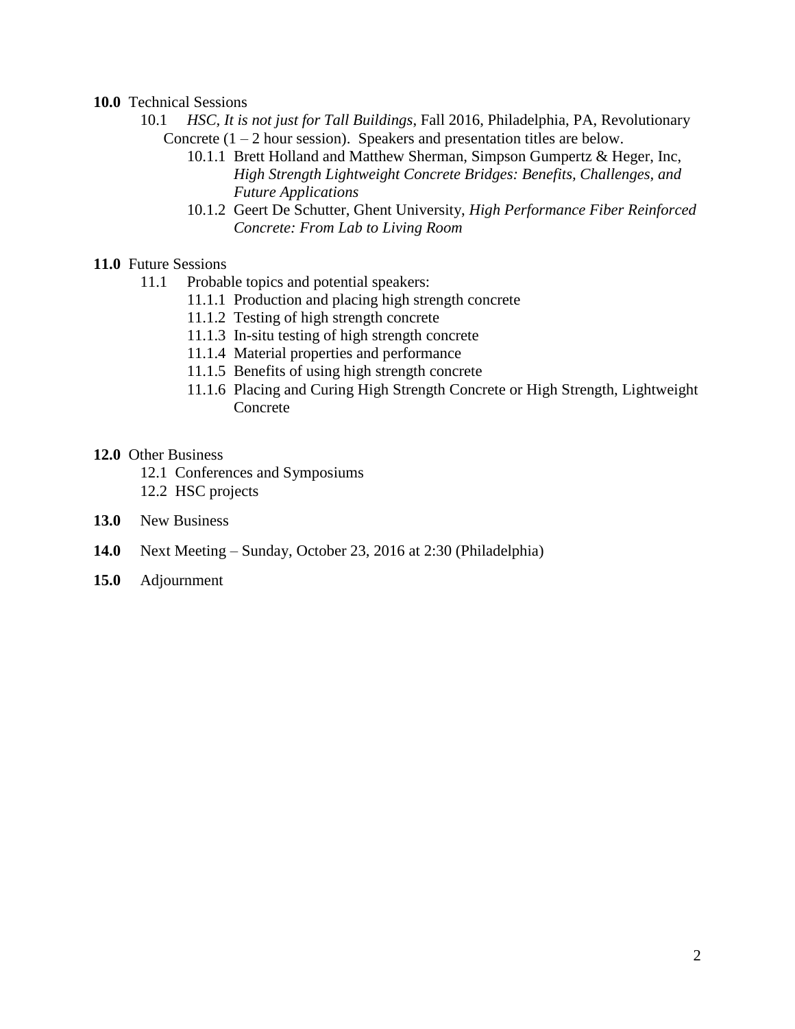**10.0** Technical Sessions

- 10.1 *HSC, It is not just for Tall Buildings*, Fall 2016, Philadelphia, PA, Revolutionary Concrete (1 – 2 hour session). Speakers and presentation titles are below.
  - 10.1.1 Brett Holland and Matthew Sherman, Simpson Gumpertz & Heger, Inc, *High Strength Lightweight Concrete Bridges: Benefits, Challenges, and Future Applications*
  - 10.1.2 Geert De Schutter, Ghent University, *High Performance Fiber Reinforced Concrete: From Lab to Living Room*

**11.0** Future Sessions

- 11.1 Probable topics and potential speakers:
  - 11.1.1 Production and placing high strength concrete
  - 11.1.2 Testing of high strength concrete
  - 11.1.3 In-situ testing of high strength concrete
  - 11.1.4 Material properties and performance
  - 11.1.5 Benefits of using high strength concrete
  - 11.1.6 Placing and Curing High Strength Concrete or High Strength, Lightweight Concrete

**12.0** Other Business

- 12.1 Conferences and Symposiums
- 12.2 HSC projects

**13.0** New Business

**14.0** Next Meeting – Sunday, October 23, 2016 at 2:30 (Philadelphia)

**15.0** Adjournment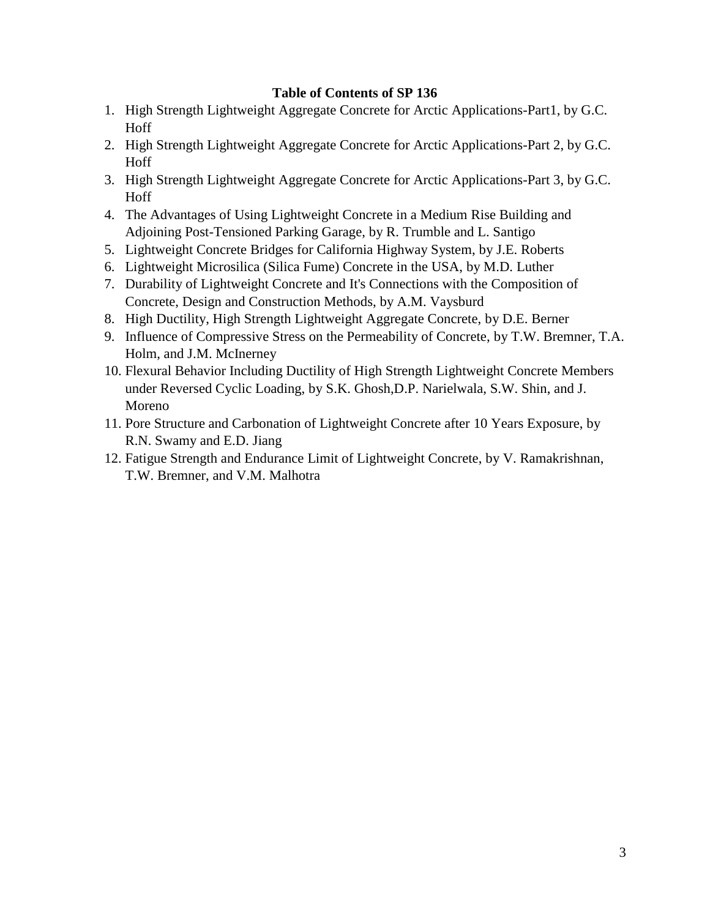**Table of Contents of SP 136**

1. High Strength Lightweight Aggregate Concrete for Arctic Applications-Part1, by G.C. Hoff
2. High Strength Lightweight Aggregate Concrete for Arctic Applications-Part 2, by G.C. Hoff
3. High Strength Lightweight Aggregate Concrete for Arctic Applications-Part 3, by G.C. Hoff
4. The Advantages of Using Lightweight Concrete in a Medium Rise Building and Adjoining Post-Tensioned Parking Garage, by R. Trumble and L. Santigo
5. Lightweight Concrete Bridges for California Highway System, by J.E. Roberts
6. Lightweight Microsilica (Silica Fume) Concrete in the USA, by M.D. Luther
7. Durability of Lightweight Concrete and It's Connections with the Composition of Concrete, Design and Construction Methods, by A.M. Vaysburd
8. High Ductility, High Strength Lightweight Aggregate Concrete, by D.E. Berner
9. Influence of Compressive Stress on the Permeability of Concrete, by T.W. Bremner, T.A. Holm, and J.M. McInerney
10. Flexural Behavior Including Ductility of High Strength Lightweight Concrete Members under Reversed Cyclic Loading, by S.K. Ghosh,D.P. Narielwala, S.W. Shin, and J. Moreno
11. Pore Structure and Carbonation of Lightweight Concrete after 10 Years Exposure, by R.N. Swamy and E.D. Jiang
12. Fatigue Strength and Endurance Limit of Lightweight Concrete, by V. Ramakrishnan, T.W. Bremner, and V.M. Malhotra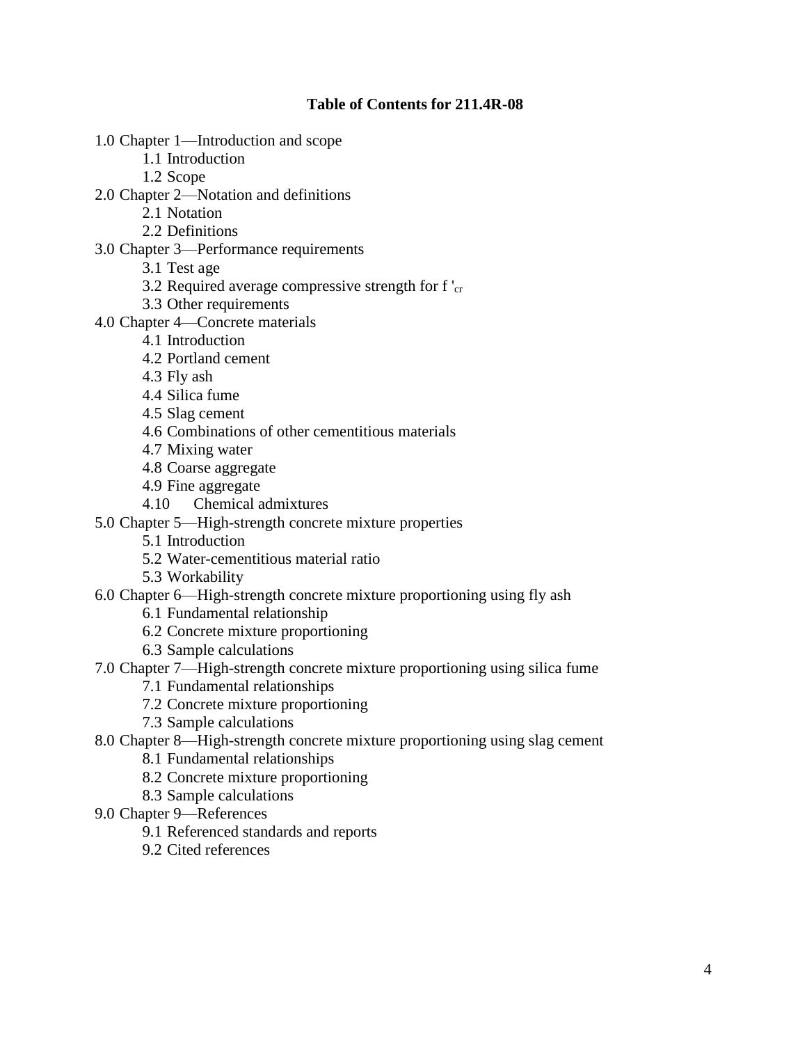**Table of Contents for 211.4R-08**

- 1.0 Chapter 1—Introduction and scope
    - 1.1 Introduction
    - 1.2 Scope
- 2.0 Chapter 2—Notation and definitions
    - 2.1 Notation
    - 2.2 Definitions
- 3.0 Chapter 3—Performance requirements
    - 3.1 Test age
    - 3.2 Required average compressive strength for $f'_{cr}$
    - 3.3 Other requirements
- 4.0 Chapter 4—Concrete materials
    - 4.1 Introduction
    - 4.2 Portland cement
    - 4.3 Fly ash
    - 4.4 Silica fume
    - 4.5 Slag cement
    - 4.6 Combinations of other cementitious materials
    - 4.7 Mixing water
    - 4.8 Coarse aggregate
    - 4.9 Fine aggregate
    - 4.10 Chemical admixtures
- 5.0 Chapter 5—High-strength concrete mixture properties
    - 5.1 Introduction
    - 5.2 Water-cementitious material ratio
    - 5.3 Workability
- 6.0 Chapter 6—High-strength concrete mixture proportioning using fly ash
    - 6.1 Fundamental relationship
    - 6.2 Concrete mixture proportioning
    - 6.3 Sample calculations
- 7.0 Chapter 7—High-strength concrete mixture proportioning using silica fume
    - 7.1 Fundamental relationships
    - 7.2 Concrete mixture proportioning
    - 7.3 Sample calculations
- 8.0 Chapter 8—High-strength concrete mixture proportioning using slag cement
    - 8.1 Fundamental relationships
    - 8.2 Concrete mixture proportioning
    - 8.3 Sample calculations
- 9.0 Chapter 9—References
    - 9.1 Referenced standards and reports
    - 9.2 Cited references